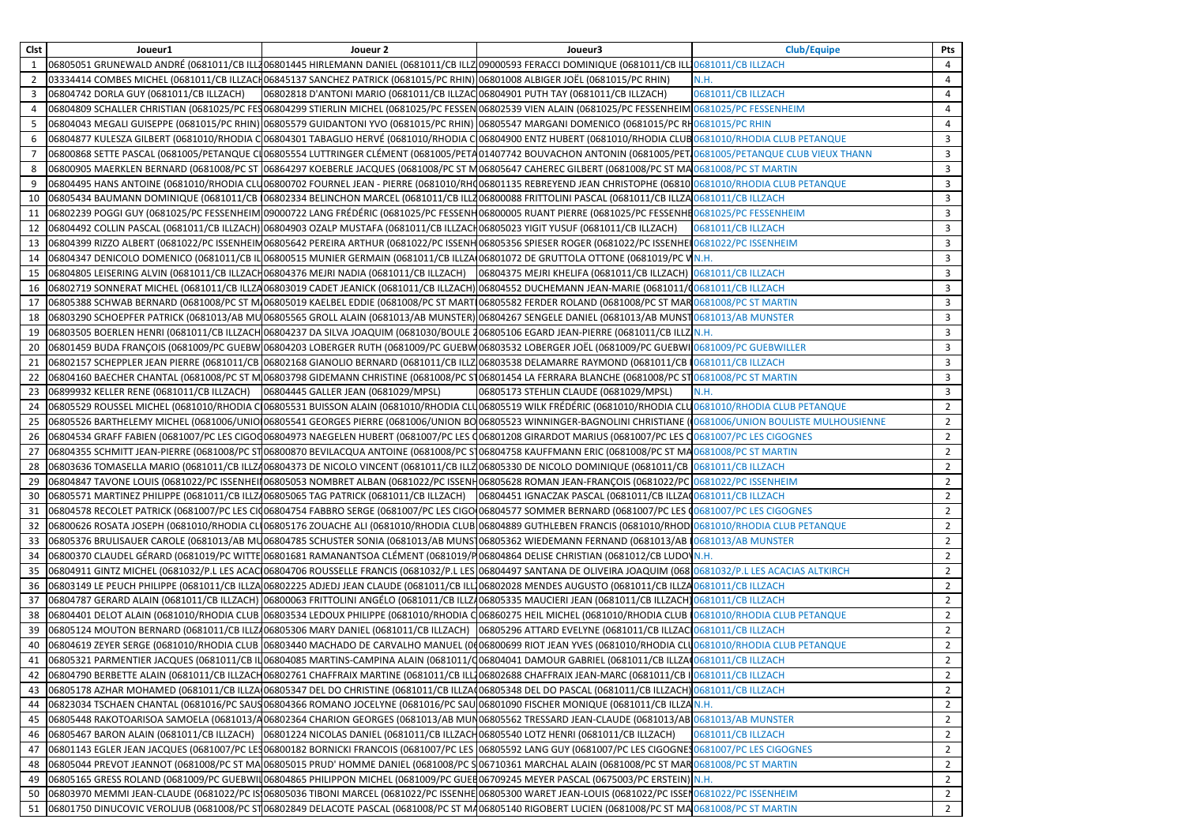| Clst | Joueur1 | Joueur 2 | Joueur3 | Club/Equipe | Pts |
|---|---|---|---|---|---|
| 1 | 06805051 GRUNEWALD ANDRÉ (0681011/CB ILLZ | 06801445 HIRLEMANN DANIEL (0681011/CB ILLZ | 09000593 FERACCI DOMINIQUE (0681011/CB ILL | 0681011/CB ILLZACH | 4 |
| 2 | 03334414 COMBES MICHEL (0681011/CB ILLZACH | 06845137 SANCHEZ PATRICK (0681015/PC RHIN) | 06801008 ALBIGER JOËL (0681015/PC RHIN) | N.H. | 4 |
| 3 | 06804742 DORLA GUY (0681011/CB ILLZACH) | 06802818 D'ANTONI MARIO (0681011/CB ILLZAC | 06804901 PUTH TAY (0681011/CB ILLZACH) | 0681011/CB ILLZACH | 4 |
| 4 | 06804809 SCHALLER CHRISTIAN (0681025/PC FES | 06804299 STIERLIN MICHEL (0681025/PC FESSEN | 06802539 VIEN ALAIN (0681025/PC FESSENHEIM | 0681025/PC FESSENHEIM | 4 |
| 5 | 06804043 MEGALI GUISEPPE (0681015/PC RHIN) | 06805579 GUIDANTONI YVO (0681015/PC RHIN) | 06805547 MARGANI DOMENICO (0681015/PC RH | 0681015/PC RHIN | 4 |
| 6 | 06804877 KULESZA GILBERT (0681010/RHODIA C | 06804301 TABAGLIO HERVÉ (0681010/RHODIA C | 06804900 ENTZ HUBERT (0681010/RHODIA CLUB | 0681010/RHODIA CLUB PETANQUE | 3 |
| 7 | 06800868 SETTE PASCAL (0681005/PETANQUE C | 06805554 LUTTRINGER CLÉMENT (0681005/PETA | 01407742 BOUVACHON ANTONIN (0681005/PET | 0681005/PETANQUE CLUB VIEUX THANN | 3 |
| 8 | 06800905 MAERKLEN BERNARD (0681008/PC ST | 06864297 KOEBERLE JACQUES (0681008/PC ST M | 06805647 CAHEREC GILBERT (0681008/PC ST MA | 0681008/PC ST MARTIN | 3 |
| 9 | 06804495 HANS ANTOINE (0681010/RHODIA CLU | 06800702 FOURNEL JEAN - PIERRE (0681010/RH | 06801135 REBREYEND JEAN CHRISTOPHE (06810 | 0681010/RHODIA CLUB PETANQUE | 3 |
| 10 | 06805434 BAUMANN DOMINIQUE (0681011/CB | 06802334 BELINCHON MARCEL (0681011/CB ILLZ | 06800088 FRITTOLINI PASCAL (0681011/CB ILLZA | 0681011/CB ILLZACH | 3 |
| 11 | 06802239 POGGI GUY (0681025/PC FESSENHEIM | 09000722 LANG FRÉDÉRIC (0681025/PC FESSENH | 06800005 RUANT PIERRE (0681025/PC FESSENHE | 0681025/PC FESSENHEIM | 3 |
| 12 | 06804492 COLLIN PASCAL (0681011/CB ILLZACH) | 06804903 OZALP MUSTAFA (0681011/CB ILLZACH | 06805023 YIGIT YUSUF (0681011/CB ILLZACH) | 0681011/CB ILLZACH | 3 |
| 13 | 06804399 RIZZO ALBERT (0681022/PC ISSENHEIM | 06805642 PEREIRA ARTHUR (0681022/PC ISSENH | 06805356 SPIESER ROGER (0681022/PC ISSENHEI | 0681022/PC ISSENHEIM | 3 |
| 14 | 06804347 DENICOLO DOMENICO (0681011/CB IL | 06800515 MUNIER GERMAIN (0681011/CB ILLZA | 06801072 DE GRUTTOLA OTTONE (0681019/PC W | N.H. | 3 |
| 15 | 06804805 LEISERING ALVIN (0681011/CB ILLZACH | 06804376 MEJRI NADIA (0681011/CB ILLZACH) | 06804375 MEJRI KHELIFA (0681011/CB ILLZACH) | 0681011/CB ILLZACH | 3 |
| 16 | 06802719 SONNERAT MICHEL (0681011/CB ILLZA | 06803019 CADET JEANICK (0681011/CB ILLZACH) | 06804552 DUCHEMANN JEAN-MARIE (0681011/ | 0681011/CB ILLZACH | 3 |
| 17 | 06805388 SCHWAB BERNARD (0681008/PC ST M | 06805019 KAELBEL EDDIE (0681008/PC ST MART | 06805582 FERDER ROLAND (0681008/PC ST MAR | 0681008/PC ST MARTIN | 3 |
| 18 | 06803290 SCHOEPFER PATRICK (0681013/AB MU | 06805565 GROLL ALAIN (0681013/AB MUNSTER) | 06804267 SENGELE DANIEL (0681013/AB MUNST | 0681013/AB MUNSTER | 3 |
| 19 | 06803505 BOERLEN HENRI (0681011/CB ILLZACH | 06804237 DA SILVA JOAQUIM (0681030/BOULE 2 | 06805106 EGARD JEAN-PIERRE (0681011/CB ILLZ | N.H. | 3 |
| 20 | 06801459 BUDA FRANÇOIS (0681009/PC GUEBW | 06804203 LOBERGER RUTH (0681009/PC GUEBW | 06803532 LOBERGER JOËL (0681009/PC GUEBWI | 0681009/PC GUEBWILLER | 3 |
| 21 | 06802157 SCHEPPLER JEAN PIERRE (0681011/CB | 06802168 GIANOLIO BERNARD (0681011/CB ILLZ | 06803538 DELAMARRE RAYMOND (0681011/CB | 0681011/CB ILLZACH | 3 |
| 22 | 06804160 BAECHER CHANTAL (0681008/PC ST M | 06803798 GIDEMANN CHRISTINE (0681008/PC ST | 06801454 LA FERRARA BLANCHE (0681008/PC ST | 0681008/PC ST MARTIN | 3 |
| 23 | 06899932 KELLER RENE (0681011/CB ILLZACH) | 06804445 GALLER JEAN (0681029/MPSL) | 06805173 STEHLIN CLAUDE (0681029/MPSL) | N.H. | 3 |
| 24 | 06805529 ROUSSEL MICHEL (0681010/RHODIA C | 06805531 BUISSON ALAIN (0681010/RHODIA CLU | 06805519 WILK FRÉDÉRIC (0681010/RHODIA CLU | 0681010/RHODIA CLUB PETANQUE | 2 |
| 25 | 06805526 BARTHELEMY MICHEL (0681006/UNIO | 06805541 GEORGES PIERRE (0681006/UNION BO | 06805523 WINNINGER-BAGNOLINI CHRISTIANE ( | 0681006/UNION BOULISTE MULHOUSIENNE | 2 |
| 26 | 06804534 GRAFF FABIEN (0681007/PC LES CIGOG | 06804973 NAEGELEN HUBERT (0681007/PC LES C | 06801208 GIRARDOT MARIUS (0681007/PC LES C | 0681007/PC LES CIGOGNES | 2 |
| 27 | 06804355 SCHMITT JEAN-PIERRE (0681008/PC ST | 06800870 BEVILACQUA ANTOINE (0681008/PC ST | 06804758 KAUFFMANN ERIC (0681008/PC ST MA | 0681008/PC ST MARTIN | 2 |
| 28 | 06803636 TOMASELLA MARIO (0681011/CB ILLZA | 06804373 DE NICOLO VINCENT (0681011/CB ILLZ | 06805330 DE NICOLO DOMINIQUE (0681011/CB | 0681011/CB ILLZACH | 2 |
| 29 | 06804847 TAVONE LOUIS (0681022/PC ISSENHEI | 06805053 NOMBRET ALBAN (0681022/PC ISSENH | 06805628 ROMAN JEAN-FRANÇOIS (0681022/PC | 0681022/PC ISSENHEIM | 2 |
| 30 | 06805571 MARTINEZ PHILIPPE (0681011/CB ILLZA | 06805065 TAG PATRICK (0681011/CB ILLZACH) | 06804451 IGNACZAK PASCAL (0681011/CB ILLZA | 0681011/CB ILLZACH | 2 |
| 31 | 06804578 RECOLET PATRICK (0681007/PC LES CI | 06804754 FABBRO SERGE (0681007/PC LES CIGO | 06804577 SOMMER BERNARD (0681007/PC LES C | 0681007/PC LES CIGOGNES | 2 |
| 32 | 06800626 ROSATA JOSEPH (0681010/RHODIA CL | 06805176 ZOUACHE ALI (0681010/RHODIA CLUB | 06804889 GUTHLEBEN FRANCIS (0681010/RHOD | 0681010/RHODIA CLUB PETANQUE | 2 |
| 33 | 06805376 BRULISAUER CAROLE (0681013/AB MU | 06804785 SCHUSTER SONIA (0681013/AB MUNS | 06805362 WIEDEMANN FERNAND (0681013/AB | 0681013/AB MUNSTER | 2 |
| 34 | 06800370 CLAUDEL GÉRARD (0681019/PC WITTE | 06801681 RAMANANTSOA CLÉMENT (0681019/P | 06804864 DELISE CHRISTIAN (0681012/CB LUDO | N.H. | 2 |
| 35 | 06804911 GINTZ MICHEL (0681032/P.L LES ACAC | 06804706 ROUSSELLE FRANCIS (0681032/P.L LES | 06804497 SANTANA DE OLIVEIRA JOAQUIM (068 | 0681032/P.L LES ACACIAS ALTKIRCH | 2 |
| 36 | 06803149 LE PEUCH PHILIPPE (0681011/CB ILLZA | 06802225 ADJEDJ JEAN CLAUDE (0681011/CB ILL | 06802028 MENDES AUGUSTO (0681011/CB ILLZA | 0681011/CB ILLZACH | 2 |
| 37 | 06804787 GERARD ALAIN (0681011/CB ILLZACH) | 06800063 FRITTOLINI ANGÉLO (0681011/CB ILLZA | 06805335 MAUCIERI JEAN (0681011/CB ILLZACH) | 0681011/CB ILLZACH | 2 |
| 38 | 06804401 DELOT ALAIN (0681010/RHODIA CLUB | 06803534 LEDOUX PHILIPPE (0681010/RHODIA C | 06860275 HEIL MICHEL (0681010/RHODIA CLUB | 0681010/RHODIA CLUB PETANQUE | 2 |
| 39 | 06805124 MOUTON BERNARD (0681011/CB ILLZA | 06805306 MARY DANIEL (0681011/CB ILLZACH) | 06805296 ATTARD EVELYNE (0681011/CB ILLZAC | 0681011/CB ILLZACH | 2 |
| 40 | 06804619 ZEYER SERGE (0681010/RHODIA CLUB | 06803440 MACHADO DE CARVALHO MANUEL (0 | 06800699 RIOT JEAN YVES (0681010/RHODIA CL | 0681010/RHODIA CLUB PETANQUE | 2 |
| 41 | 06805321 PARMENTIER JACQUES (0681011/CB IL | 06804085 MARTINS-CAMPINA ALAIN (0681011/C | 06804041 DAMOUR GABRIEL (0681011/CB ILLZA | 0681011/CB ILLZACH | 2 |
| 42 | 06804790 BERBETTE ALAIN (0681011/CB ILLZACH | 06802761 CHAFFRAIX MARTINE (0681011/CB ILL | 06802688 CHAFFRAIX JEAN-MARC (0681011/CB I | 0681011/CB ILLZACH | 2 |
| 43 | 06805178 AZHAR MOHAMED (0681011/CB ILLZA | 06805347 DEL DO CHRISTINE (0681011/CB ILLZA | 06805348 DEL DO PASCAL (0681011/CB ILLZACH) | 0681011/CB ILLZACH | 2 |
| 44 | 06823034 TSCHAEN CHANTAL (0681016/PC SAUS | 06804366 ROMANO JOCELYNE (0681016/PC SAU | 06801090 FISCHER MONIQUE (0681011/CB ILLZA | N.H. | 2 |
| 45 | 06805448 RAKOTOARISOA SAMOELA (0681013/A | 06802364 CHARION GEORGES (0681013/AB MUN | 06805562 TRESSARD JEAN-CLAUDE (0681013/AB | 0681013/AB MUNSTER | 2 |
| 46 | 06805467 BARON ALAIN (0681011/CB ILLZACH) | 06801224 NICOLAS DANIEL (0681011/CB ILLZACH | 06805540 LOTZ HENRI (0681011/CB ILLZACH) | 0681011/CB ILLZACH | 2 |
| 47 | 06801143 EGLER JEAN JACQUES (0681007/PC LES | 06800182 BORNICKI FRANCOIS (0681007/PC LES | 06805592 LANG GUY (0681007/PC LES CIGOGNES | 0681007/PC LES CIGOGNES | 2 |
| 48 | 06805044 PREVOT JEANNOT (0681008/PC ST MA | 06805015 PRUD' HOMME DANIEL (0681008/PC S | 06710361 MARCHAL ALAIN (0681008/PC ST MAR | 0681008/PC ST MARTIN | 2 |
| 49 | 06805165 GRESS ROLAND (0681009/PC GUEBWI | 06804865 PHILIPPON MICHEL (0681009/PC GUEB | 06709245 MEYER PASCAL (0675003/PC ERSTEIN) | N.H. | 2 |
| 50 | 06803970 MEMMI JEAN-CLAUDE (0681022/PC IS | 06805036 TIBONI MARCEL (0681022/PC ISSENHE | 06805300 WARET JEAN-LOUIS (0681022/PC ISSEN | 0681022/PC ISSENHEIM | 2 |
| 51 | 06801750 DINUCOVIC VEROLJUB (0681008/PC ST | 06802849 DELACOTE PASCAL (0681008/PC ST MA | 06805140 RIGOBERT LUCIEN (0681008/PC ST MA | 0681008/PC ST MARTIN | 2 |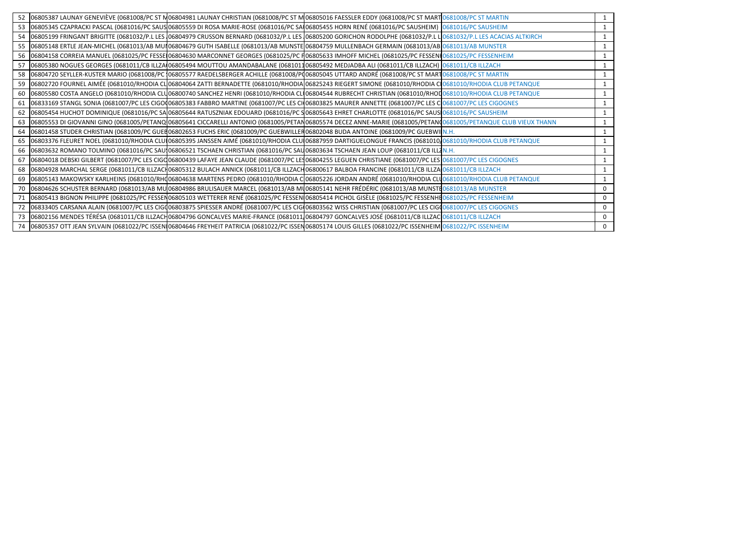| | | | | | |
|---|---|---|---|---|---|
| 52 | 06805387 LAUNAY GENEVIÈVE (0681008/PC ST M | 06804981 LAUNAY CHRISTIAN (0681008/PC ST M | 06805016 FAESSLER EDDY (0681008/PC ST MART | 0681008/PC ST MARTIN | 1 |
| 53 | 06805345 CZAPRACKI PASCAL (0681016/PC SAUS | 06805559 DI ROSA MARIE-ROSE (0681016/PC SA | 06805455 HORN RENÉ (0681016/PC SAUSHEIM) | 0681016/PC SAUSHEIM | 1 |
| 54 | 06805199 FRINGANT BRIGITTE (0681032/P.L LES | 06804979 CRUSSON BERNARD (0681032/P.L LES | 06805200 GORICHON RODOLPHE (0681032/P.L L | 0681032/P.L LES ACACIAS ALTKIRCH | 1 |
| 55 | 06805148 ERTLE JEAN-MICHEL (0681013/AB MU | 06804679 GUTH ISABELLE (0681013/AB MUNSTE | 06804759 MULLENBACH GERMAIN (0681013/AB | 0681013/AB MUNSTER | 1 |
| 56 | 06804158 CORREIA MANUEL (0681025/PC FESSE | 06804630 MARCONNET GEORGES (0681025/PC F | 06805633 IMHOFF MICHEL (0681025/PC FESSEN | 0681025/PC FESSENHEIM | 1 |
| 57 | 06805380 NOGUES GEORGES (0681011/CB ILLZA | 06805494 MOUTTOU AMANDABALANE (0681011 | 06805492 MEDJADBA ALI (0681011/CB ILLZACH) | 0681011/CB ILLZACH | 1 |
| 58 | 06804720 SEYLLER-KUSTER MARIO (0681008/PC | 06805577 RAEDELSBERGER ACHILLE (0681008/P | 06805045 UTTARD ANDRÉ (0681008/PC ST MART | 0681008/PC ST MARTIN | 1 |
| 59 | 06802720 FOURNEL AIMÉE (0681010/RHODIA CL | 06804064 ZATTI BERNADETTE (0681010/RHODIA | 06825243 RIEGERT SIMONE (0681010/RHODIA C | 0681010/RHODIA CLUB PETANQUE | 1 |
| 60 | 06805580 COSTA ANGELO (0681010/RHODIA CLU | 06800740 SANCHEZ HENRI (0681010/RHODIA CL | 06804544 RUBRECHT CHRISTIAN (0681010/RHOD | 0681010/RHODIA CLUB PETANQUE | 1 |
| 61 | 06833169 STANGL SONIA (0681007/PC LES CIGO | 06805383 FABBRO MARTINE (0681007/PC LES CI | 06803825 MAURER ANNETTE (0681007/PC LES C | 0681007/PC LES CIGOGNES | 1 |
| 62 | 06805454 HUCHOT DOMINIQUE (0681016/PC SA | 06805644 RATUSZNIAK EDOUARD (0681016/PC S | 06805643 EHRET CHARLOTTE (0681016/PC SAUS | 0681016/PC SAUSHEIM | 1 |
| 63 | 06805553 DI GIOVANNI GINO (0681005/PETANQ | 06805641 CICCARELLI ANTONIO (0681005/PETAN | 06805574 DECEZ ANNE-MARIE (0681005/PETAN | 0681005/PETANQUE CLUB VIEUX THANN | 1 |
| 64 | 06801458 STUDER CHRISTIAN (0681009/PC GUEB | 06802653 FUCHS ERIC (0681009/PC GUEBWILLER | 06802048 BUDA ANTOINE (0681009/PC GUEBWI | N.H. | 1 |
| 65 | 06803376 FLEURET NOEL (0681010/RHODIA CLU | 06805395 JANSSEN AIMÉ (0681010/RHODIA CLU | 06887959 DARTIGUELONGUE FRANCIS (0681010/ | 0681010/RHODIA CLUB PETANQUE | 1 |
| 66 | 06803632 ROMANO TOLMINO (0681016/PC SAU | 06806521 TSCHAEN CHRISTIAN (0681016/PC SAU | 06803634 TSCHAEN JEAN LOUP (0681011/CB ILLZ | N.H. | 1 |
| 67 | 06804018 DEBSKI GILBERT (0681007/PC LES CIGO | 06800439 LAFAYE JEAN CLAUDE (0681007/PC LES | 06804255 LEGUEN CHRISTIANE (0681007/PC LES | 0681007/PC LES CIGOGNES | 1 |
| 68 | 06804928 MARCHAL SERGE (0681011/CB ILLZACH | 06805312 BULACH ANNICK (0681011/CB ILLZACH | 06800617 BALBOA FRANCINE (0681011/CB ILLZA | 0681011/CB ILLZACH | 1 |
| 69 | 06805143 MAKOWSKY KARLHEINS (0681010/RHO | 06804638 MARTENS PEDRO (0681010/RHODIA C | 06805226 JORDAN ANDRÉ (0681010/RHODIA CL | 0681010/RHODIA CLUB PETANQUE | 1 |
| 70 | 06804626 SCHUSTER BERNARD (0681013/AB MU | 06804986 BRULISAUER MARCEL (0681013/AB MU | 06805141 NEHR FRÉDÉRIC (0681013/AB MUNSTE | 0681013/AB MUNSTER | 0 |
| 71 | 06805413 BIGNON PHILIPPE (0681025/PC FESSEN | 06805103 WETTERER RENÉ (0681025/PC FESSEN | 06805414 PICHOL GISÈLE (0681025/PC FESSENHE | 0681025/PC FESSENHEIM | 0 |
| 72 | 06833405 CARSANA ALAIN (0681007/PC LES CIGO | 06803875 SPIESSER ANDRÉ (0681007/PC LES CIG | 06803562 WISS CHRISTIAN (0681007/PC LES CIG | 0681007/PC LES CIGOGNES | 0 |
| 73 | 06802156 MENDES TÉRÉSA (0681011/CB ILLZACH | 06804796 GONCALVES MARIE-FRANCE (0681011 | 06804797 GONCALVES JOSÉ (0681011/CB ILLZAC | 0681011/CB ILLZACH | 0 |
| 74 | 06805357 OTT JEAN SYLVAIN (0681022/PC ISSEN | 06804646 FREYHEIT PATRICIA (0681022/PC ISSEN | 06805174 LOUIS GILLES (0681022/PC ISSENHEIM | 0681022/PC ISSENHEIM | 0 |